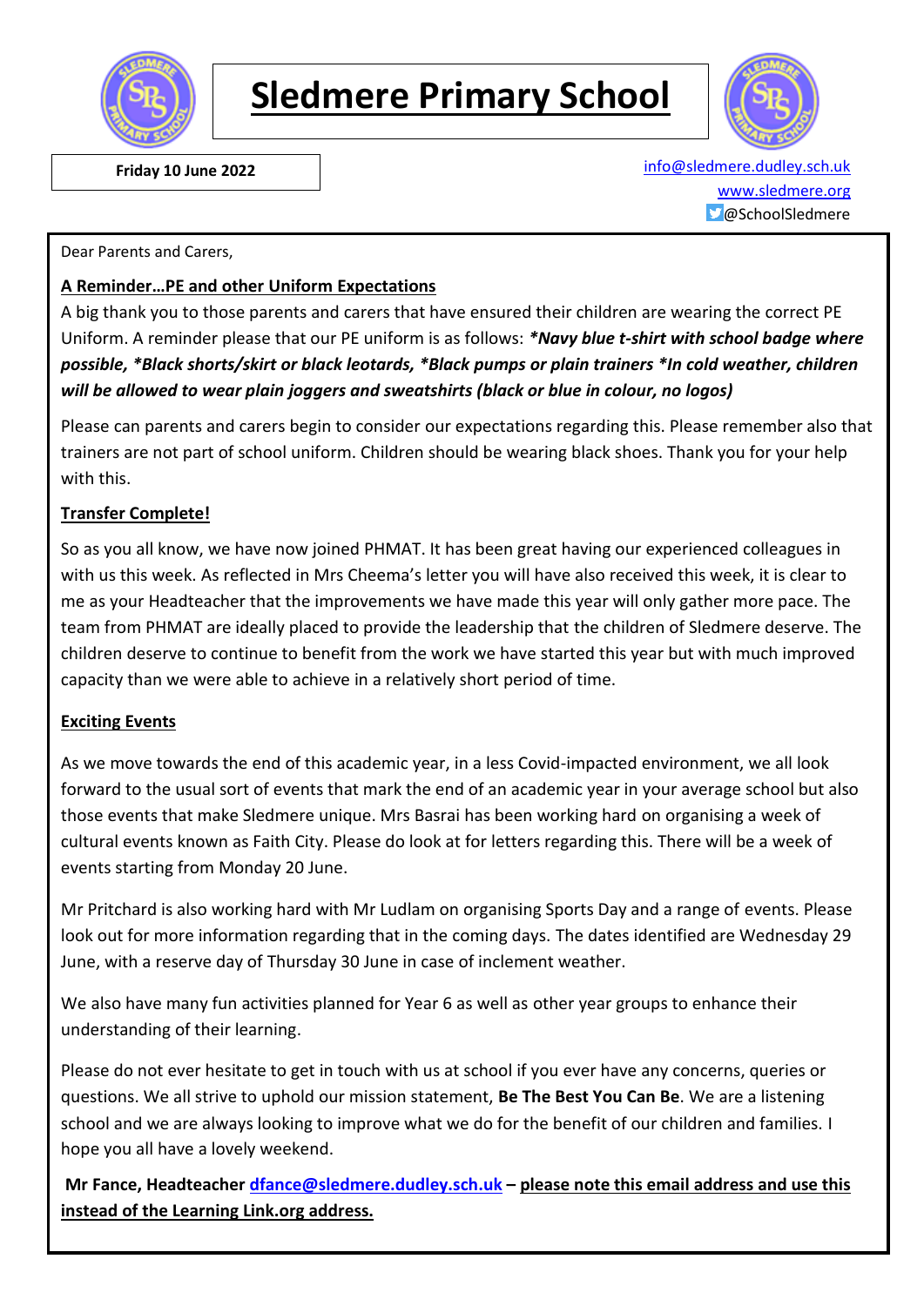# Sledmere Primary School

**Friday 10 June 2022**

info@sledmere.dudley.sch.uk
www.sledmere.org
@SchoolSledmere

Dear Parents and Carers,

**A Reminder…PE and other Uniform Expectations**

A big thank you to those parents and carers that have ensured their children are wearing the correct PE Uniform. A reminder please that our PE uniform is as follows: ***Navy blue t-shirt with school badge where possible, *Black shorts/skirt or black leotards, *Black pumps or plain trainers *In cold weather, children will be allowed to wear plain joggers and sweatshirts (black or blue in colour, no logos)***

Please can parents and carers begin to consider our expectations regarding this. Please remember also that trainers are not part of school uniform. Children should be wearing black shoes. Thank you for your help with this.

**Transfer Complete!**

So as you all know, we have now joined PHMAT. It has been great having our experienced colleagues in with us this week. As reflected in Mrs Cheema's letter you will have also received this week, it is clear to me as your Headteacher that the improvements we have made this year will only gather more pace. The team from PHMAT are ideally placed to provide the leadership that the children of Sledmere deserve. The children deserve to continue to benefit from the work we have started this year but with much improved capacity than we were able to achieve in a relatively short period of time.

**Exciting Events**

As we move towards the end of this academic year, in a less Covid-impacted environment, we all look forward to the usual sort of events that mark the end of an academic year in your average school but also those events that make Sledmere unique. Mrs Basrai has been working hard on organising a week of cultural events known as Faith City. Please do look at for letters regarding this. There will be a week of events starting from Monday 20 June.

Mr Pritchard is also working hard with Mr Ludlam on organising Sports Day and a range of events. Please look out for more information regarding that in the coming days. The dates identified are Wednesday 29 June, with a reserve day of Thursday 30 June in case of inclement weather.

We also have many fun activities planned for Year 6 as well as other year groups to enhance their understanding of their learning.

Please do not ever hesitate to get in touch with us at school if you ever have any concerns, queries or questions. We all strive to uphold our mission statement, **Be The Best You Can Be**. We are a listening school and we are always looking to improve what we do for the benefit of our children and families. I hope you all have a lovely weekend.

**Mr Fance, Headteacher** **dfance@sledmere.dudley.sch.uk** – **please note this email address and use this instead of the Learning Link.org address.**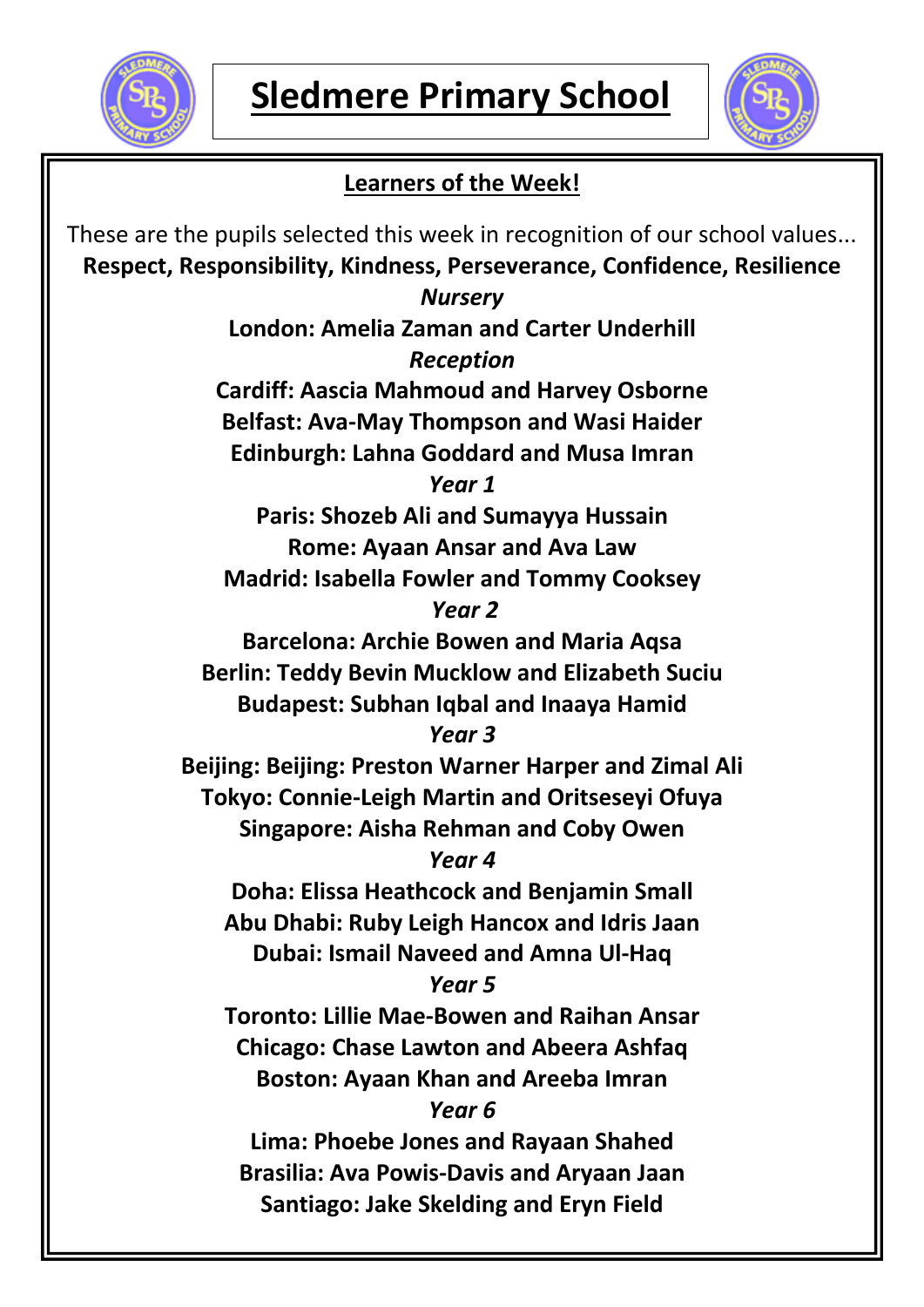# Sledmere Primary School

## Learners of the Week!

These are the pupils selected this week in recognition of our school values...

**Respect, Responsibility, Kindness, Perseverance, Confidence, Resilience**

*Nursery*

**London: Amelia Zaman and Carter Underhill**

*Reception*

**Cardiff: Aascia Mahmoud and Harvey Osborne**

**Belfast: Ava-May Thompson and Wasi Haider**

**Edinburgh: Lahna Goddard and Musa Imran**

*Year 1*

**Paris: Shozeb Ali and Sumayya Hussain**

**Rome: Ayaan Ansar and Ava Law**

**Madrid: Isabella Fowler and Tommy Cooksey**

*Year 2*

**Barcelona: Archie Bowen and Maria Aqsa**

**Berlin: Teddy Bevin Mucklow and Elizabeth Suciu**

**Budapest: Subhan Iqbal and Inaaya Hamid**

*Year 3*

**Beijing: Beijing: Preston Warner Harper and Zimal Ali**

**Tokyo: Connie-Leigh Martin and Oritseseyi Ofuya**

**Singapore: Aisha Rehman and Coby Owen**

*Year 4*

**Doha: Elissa Heathcock and Benjamin Small**

**Abu Dhabi: Ruby Leigh Hancox and Idris Jaan**

**Dubai: Ismail Naveed and Amna Ul-Haq**

*Year 5*

**Toronto: Lillie Mae-Bowen and Raihan Ansar**

**Chicago: Chase Lawton and Abeera Ashfaq**

**Boston: Ayaan Khan and Areeba Imran**

*Year 6*

**Lima: Phoebe Jones and Rayaan Shahed**

**Brasilia: Ava Powis-Davis and Aryaan Jaan**

**Santiago: Jake Skelding and Eryn Field**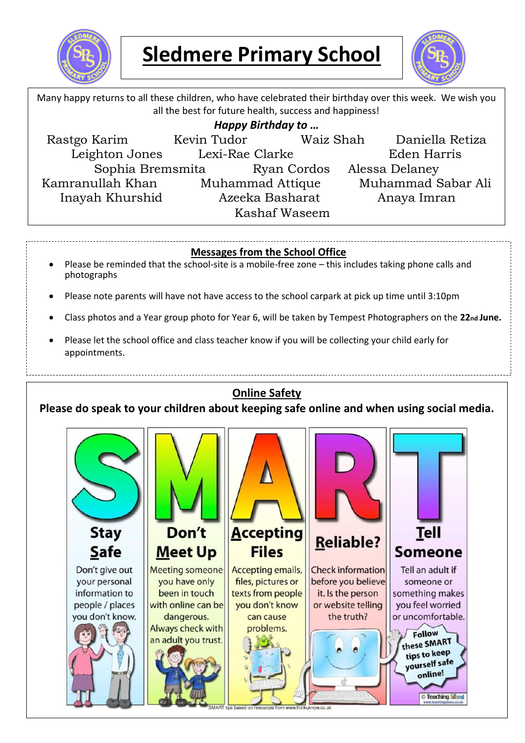# Sledmere Primary School

Many happy returns to all these children, who have celebrated their birthday over this week. We wish you all the best for future health, success and happiness!

***Happy Birthday to …***

Rastgo Karim, Kevin Tudor, Waiz Shah, Daniella Retiza, Leighton Jones, Lexi-Rae Clarke, Eden Harris, Sophia Bremsmita, Ryan Cordos, Alessa Delaney, Kamranullah Khan, Muhammad Attique, Muhammad Sabar Ali, Inayah Khurshid, Azeeka Basharat, Anaya Imran, Kashaf Waseem

## Messages from the School Office

- Please be reminded that the school-site is a mobile-free zone – this includes taking phone calls and photographs
- Please note parents will have not have access to the school carpark at pick up time until 3:10pm
- Class photos and a Year group photo for Year 6, will be taken by Tempest Photographers on the **22nd June.**
- Please let the school office and class teacher know if you will be collecting your child early for appointments.

## Online Safety

**Please do speak to your children about keeping safe online and when using social media.**

**S – Stay Safe:** Don't give out your personal information to people / places you don't know.

**M – Don't Meet Up:** Meeting someone you have only been in touch with online can be dangerous. Always check with an adult you trust.

**A – Accepting Files:** Accepting emails, files, pictures or texts from people you don't know can cause problems.

**R – Reliable?:** Check information before you believe it. Is the person or website telling the truth?

**T – Tell Someone:** Tell an adult if someone or something makes you feel worried or uncomfortable.

Follow these SMART tips to keep yourself safe online!

SMART tips based on resources from www.thinkuknow.co.uk

© Teaching Ideas www.teachingideas.co.uk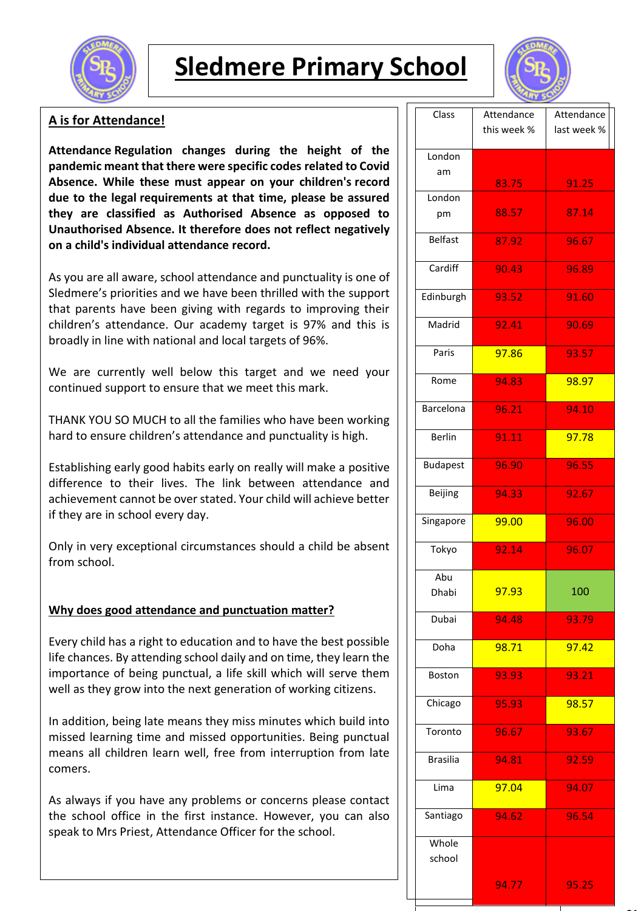# Sledmere Primary School

## A is for Attendance!

**Attendance Regulation changes during the height of the pandemic meant that there were specific codes related to Covid Absence. While these must appear on your children's record due to the legal requirements at that time, please be assured they are classified as Authorised Absence as opposed to Unauthorised Absence. It therefore does not reflect negatively on a child's individual attendance record.**

As you are all aware, school attendance and punctuality is one of Sledmere's priorities and we have been thrilled with the support that parents have been giving with regards to improving their children's attendance. Our academy target is 97% and this is broadly in line with national and local targets of 96%.

We are currently well below this target and we need your continued support to ensure that we meet this mark.

THANK YOU SO MUCH to all the families who have been working hard to ensure children's attendance and punctuality is high.

Establishing early good habits early on really will make a positive difference to their lives. The link between attendance and achievement cannot be over stated. Your child will achieve better if they are in school every day.

Only in very exceptional circumstances should a child be absent from school.

## Why does good attendance and punctuation matter?

Every child has a right to education and to have the best possible life chances. By attending school daily and on time, they learn the importance of being punctual, a life skill which will serve them well as they grow into the next generation of working citizens.

In addition, being late means they miss minutes which build into missed learning time and missed opportunities. Being punctual means all children learn well, free from interruption from late comers.

As always if you have any problems or concerns please contact the school office in the first instance. However, you can also speak to Mrs Priest, Attendance Officer for the school.

| Class | Attendance this week % | Attendance last week % |
|---|---|---|
| London am | 83.75 | 91.25 |
| London pm | 88.57 | 87.14 |
| Belfast | 87.92 | 96.67 |
| Cardiff | 90.43 | 96.89 |
| Edinburgh | 93.52 | 91.60 |
| Madrid | 92.41 | 90.69 |
| Paris | 97.86 | 93.57 |
| Rome | 94.83 | 98.97 |
| Barcelona | 96.21 | 94.10 |
| Berlin | 91.11 | 97.78 |
| Budapest | 96.90 | 96.55 |
| Beijing | 94.33 | 92.67 |
| Singapore | 99.00 | 96.00 |
| Tokyo | 92.14 | 96.07 |
| Abu Dhabi | 97.93 | 100 |
| Dubai | 94.48 | 93.79 |
| Doha | 98.71 | 97.42 |
| Boston | 93.93 | 93.21 |
| Chicago | 95.93 | 98.57 |
| Toronto | 96.67 | 93.67 |
| Brasilia | 94.81 | 92.59 |
| Lima | 97.04 | 94.07 |
| Santiago | 94.62 | 96.54 |
| Whole school | 94.77 | 95.25 |